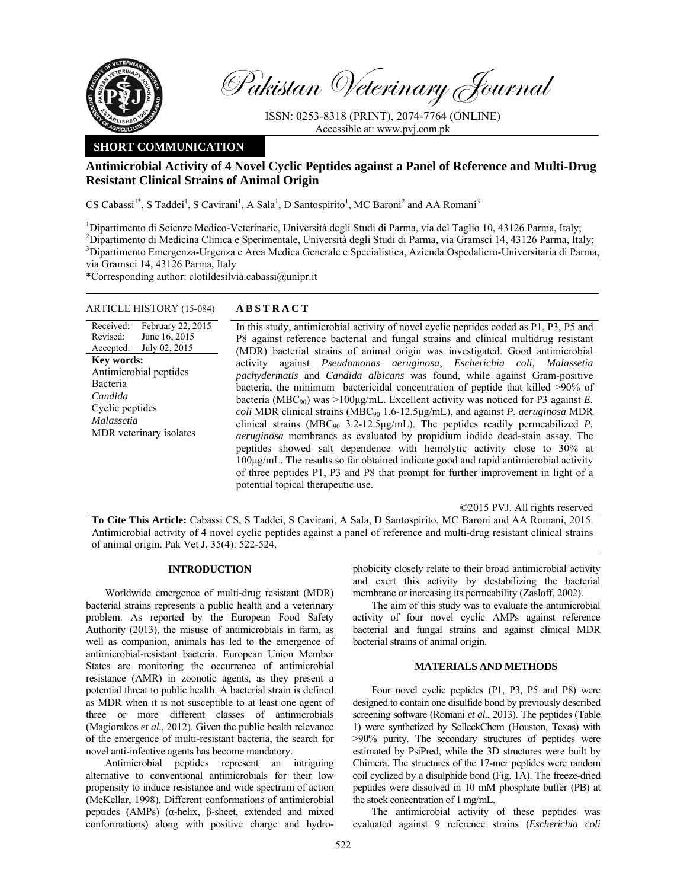**SHORT COMMUNICATION**

# Antimicrobial Activity of 4 Novel Cyclic Peptides against a Panel of Reference and Multi-Drug Resistant Clinical Strains of Animal Origin

CS Cabassi[1*], S Taddei[1], S Cavirani[1], A Sala[1], D Santospirito[1], MC Baroni[2] and AA Romani[3]

[1]Dipartimento di Scienze Medico-Veterinarie, Università degli Studi di Parma, via del Taglio 10, 43126 Parma, Italy; [2]Dipartimento di Medicina Clinica e Sperimentale, Università degli Studi di Parma, via Gramsci 14, 43126 Parma, Italy; [3]Dipartimento Emergenza-Urgenza e Area Medica Generale e Specialistica, Azienda Ospedaliero-Universitaria di Parma, via Gramsci 14, 43126 Parma, Italy

*Corresponding author: clotildesilvia.cabassi@unipr.it

**ARTICLE HISTORY** (15-084)

Received: February 22, 2015
Revised: June 16, 2015
Accepted: July 02, 2015

**Key words:**
Antimicrobial peptides
Bacteria
*Candida*
Cyclic peptides
*Malassetia*
MDR veterinary isolates

## ABSTRACT

In this study, antimicrobial activity of novel cyclic peptides coded as P1, P3, P5 and P8 against reference bacterial and fungal strains and clinical multidrug resistant (MDR) bacterial strains of animal origin was investigated. Good antimicrobial activity against *Pseudomonas aeruginosa*, *Escherichia coli, Malassetia pachydermatis* and *Candida albicans* was found, while against Gram-positive bacteria, the minimum bactericidal concentration of peptide that killed >90% of bacteria ($MBC_{90}$) was >100µg/mL. Excellent activity was noticed for P3 against *E. coli* MDR clinical strains ($MBC_{90}$ 1.6-12.5µg/mL), and against *P. aeruginosa* MDR clinical strains ($MBC_{90}$ 3.2-12.5µg/mL). The peptides readily permeabilized *P. aeruginosa* membranes as evaluated by propidium iodide dead-stain assay. The peptides showed salt dependence with hemolytic activity close to 30% at 100µg/mL. The results so far obtained indicate good and rapid antimicrobial activity of three peptides P1, P3 and P8 that prompt for further improvement in light of a potential topical therapeutic use.

©2015 PVJ. All rights reserved

**To Cite This Article:** Cabassi CS, S Taddei, S Cavirani, A Sala, D Santospirito, MC Baroni and AA Romani, 2015. Antimicrobial activity of 4 novel cyclic peptides against a panel of reference and multi-drug resistant clinical strains of animal origin. Pak Vet J, 35(4): 522-524.

## INTRODUCTION

Worldwide emergence of multi-drug resistant (MDR) bacterial strains represents a public health and a veterinary problem. As reported by the European Food Safety Authority (2013), the misuse of antimicrobials in farm, as well as companion, animals has led to the emergence of antimicrobial-resistant bacteria. European Union Member States are monitoring the occurrence of antimicrobial resistance (AMR) in zoonotic agents, as they present a potential threat to public health. A bacterial strain is defined as MDR when it is not susceptible to at least one agent of three or more different classes of antimicrobials (Magiorakos *et al.*, 2012). Given the public health relevance of the emergence of multi-resistant bacteria, the search for novel anti-infective agents has become mandatory.

Antimicrobial peptides represent an intriguing alternative to conventional antimicrobials for their low propensity to induce resistance and wide spectrum of action (McKellar, 1998). Different conformations of antimicrobial peptides (AMPs) (α-helix, β-sheet, extended and mixed conformations) along with positive charge and hydrophobicity closely relate to their broad antimicrobial activity and exert this activity by destabilizing the bacterial membrane or increasing its permeability (Zasloff, 2002).

The aim of this study was to evaluate the antimicrobial activity of four novel cyclic AMPs against reference bacterial and fungal strains and against clinical MDR bacterial strains of animal origin.

## MATERIALS AND METHODS

Four novel cyclic peptides (P1, P3, P5 and P8) were designed to contain one disulfide bond by previously described screening software (Romani *et al.*, 2013). The peptides (Table 1) were synthetized by SelleckChem (Houston, Texas) with >90% purity. The secondary structures of peptides were estimated by PsiPred, while the 3D structures were built by Chimera. The structures of the 17-mer peptides were random coil cyclized by a disulphide bond (Fig. 1A). The freeze-dried peptides were dissolved in 10 mM phosphate buffer (PB) at the stock concentration of 1 mg/mL.

The antimicrobial activity of these peptides was evaluated against 9 reference strains (*Escherichia coli*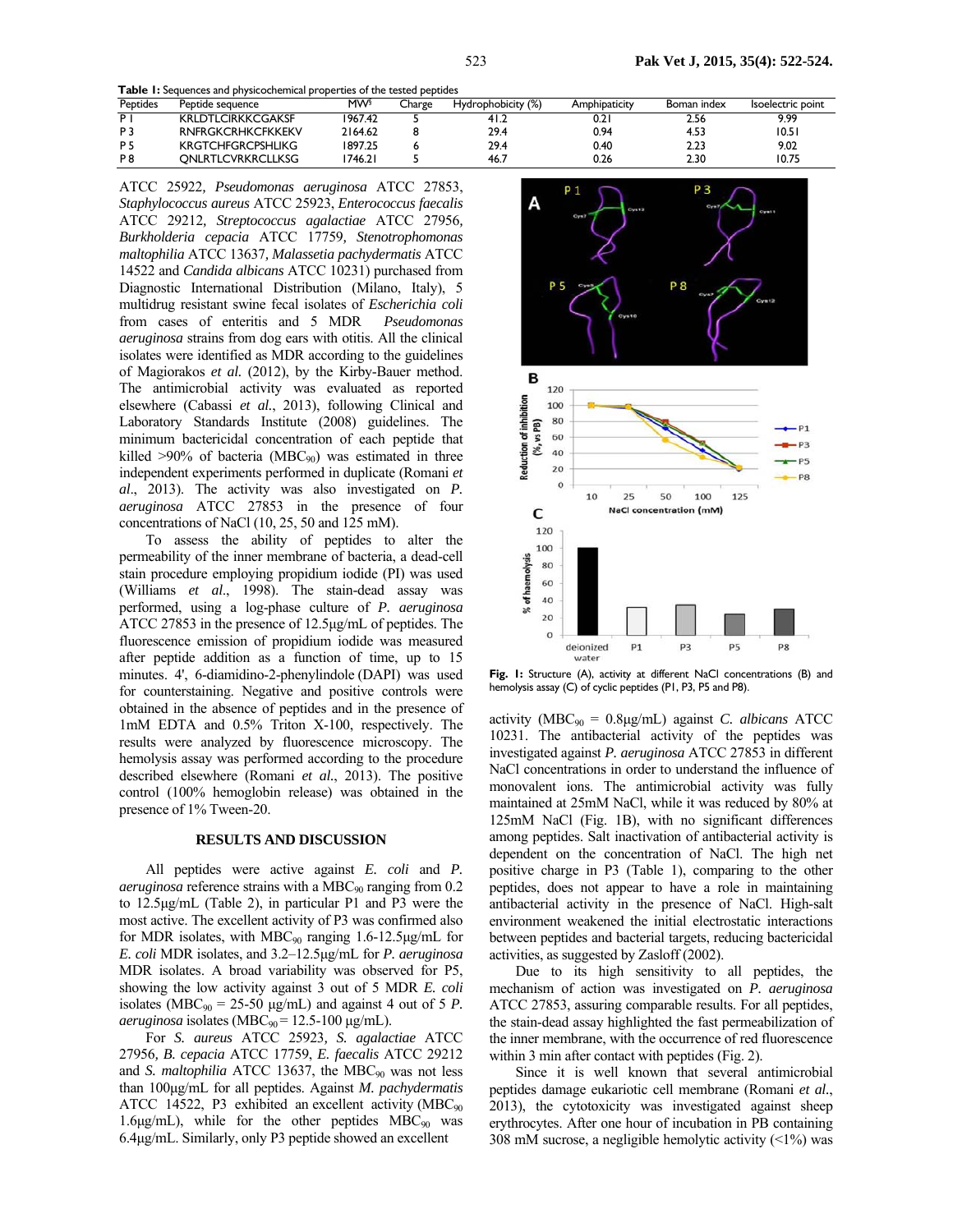**Table 1:** Sequences and physicochemical properties of the tested peptides

| Peptides | Peptide sequence | MW$^{\S}$ | Charge | Hydrophobicity (%) | Amphipaticity | Boman index | Isoelectric point |
|---|---|---|---|---|---|---|---|
| P 1 | KRLDTLCIRKKCGAKSF | 1967.42 | 5 | 41.2 | 0.21 | 2.56 | 9.99 |
| P 3 | RNFRGKCRHKCFKKEKV | 2164.62 | 8 | 29.4 | 0.94 | 4.53 | 10.51 |
| P 5 | KRGTCHFGRCPSHLIKG | 1897.25 | 6 | 29.4 | 0.40 | 2.23 | 9.02 |
| P 8 | QNLRTLCVRKRCLLKSG | 1746.21 | 5 | 46.7 | 0.26 | 2.30 | 10.75 |

ATCC 25922, *Pseudomonas aeruginosa* ATCC 27853, *Staphylocoocus aureus* ATCC 25923, *Enterococcus faecalis* ATCC 29212, *Streptococcus agalactiae* ATCC 27956, *Burkholderia cepacia* ATCC 17759, *Stenotrophomonas maltophilia* ATCC 13637, *Malassetia pachydermatis* ATCC 14522 and *Candida albicans* ATCC 10231) purchased from Diagnostic International Distribution (Milano, Italy), 5 multidrug resistant swine fecal isolates of *Escherichia coli* from cases of enteritis and 5 MDR *Pseudomonas aeruginosa* strains from dog ears with otitis. All the clinical isolates were identified as MDR according to the guidelines of Magiorakos *et al.* (2012), by the Kirby-Bauer method. The antimicrobial activity was evaluated as reported elsewhere (Cabassi *et al.*, 2013), following Clinical and Laboratory Standards Institute (2008) guidelines. The minimum bactericidal concentration of each peptide that killed >90% of bacteria ($MBC_{90}$) was estimated in three independent experiments performed in duplicate (Romani *et al*., 2013). The activity was also investigated on *P. aeruginosa* ATCC 27853 in the presence of four concentrations of NaCl (10, 25, 50 and 125 mM).

To assess the ability of peptides to alter the permeability of the inner membrane of bacteria, a dead-cell stain procedure employing propidium iodide (PI) was used (Williams *et al*., 1998). The stain-dead assay was performed, using a log-phase culture of *P. aeruginosa* ATCC 27853 in the presence of 12.5µg/mL of peptides. The fluorescence emission of propidium iodide was measured after peptide addition as a function of time, up to 15 minutes. 4', 6-diamidino-2-phenylindole (DAPI) was used for counterstaining. Negative and positive controls were obtained in the absence of peptides and in the presence of 1mM EDTA and 0.5% Triton X-100, respectively. The results were analyzed by fluorescence microscopy. The hemolysis assay was performed according to the procedure described elsewhere (Romani *et al*., 2013). The positive control (100% hemoglobin release) was obtained in the presence of 1% Tween-20.

## RESULTS AND DISCUSSION

All peptides were active against *E. coli* and *P. aeruginosa* reference strains with a $MBC_{90}$ ranging from 0.2 to 12.5µg/mL (Table 2), in particular P1 and P3 were the most active. The excellent activity of P3 was confirmed also for MDR isolates, with $MBC_{90}$ ranging 1.6-12.5µg/mL for *E. coli* MDR isolates, and 3.2–12.5µg/mL for *P. aeruginosa* MDR isolates. A broad variability was observed for P5, showing the low activity against 3 out of 5 MDR *E. coli* isolates ($MBC_{90}$ = 25-50 µg/mL) and against 4 out of 5 *P. aeruginosa* isolates ($MBC_{90}$ = 12.5-100 µg/mL).

For *S. aureus* ATCC 25923, *S. agalactiae* ATCC 27956, *B. cepacia* ATCC 17759, *E. faecalis* ATCC 29212 and *S. maltophilia* ATCC 13637, the $MBC_{90}$ was not less than 100µg/mL for all peptides. Against *M. pachydermatis* ATCC 14522, P3 exhibited an excellent activity ($MBC_{90}$ 1.6µg/mL), while for the other peptides $MBC_{90}$ was 6.4µg/mL. Similarly, only P3 peptide showed an excellent activity ($MBC_{90}$ = 0.8µg/mL) against *C. albicans* ATCC 10231. The antibacterial activity of the peptides was investigated against *P. aeruginosa* ATCC 27853 in different NaCl concentrations in order to understand the influence of monovalent ions. The antimicrobial activity was fully maintained at 25mM NaCl, while it was reduced by 80% at 125mM NaCl (Fig. 1B), with no significant differences among peptides. Salt inactivation of antibacterial activity is dependent on the concentration of NaCl. The high net positive charge in P3 (Table 1), comparing to the other peptides, does not appear to have a role in maintaining antibacterial activity in the presence of NaCl. High-salt environment weakened the initial electrostatic interactions between peptides and bacterial targets, reducing bactericidal activities, as suggested by Zasloff (2002).

Fig. 1: Structure (A), activity at different NaCl concentrations (B) and hemolysis assay (C) of cyclic peptides (P1, P3, P5 and P8).

Due to its high sensitivity to all peptides, the mechanism of action was investigated on *P. aeruginosa* ATCC 27853, assuring comparable results. For all peptides, the stain-dead assay highlighted the fast permeabilization of the inner membrane, with the occurrence of red fluorescence within 3 min after contact with peptides (Fig. 2).

Since it is well known that several antimicrobial peptides damage eukariotic cell membrane (Romani *et al*., 2013), the cytotoxicity was investigated against sheep erythrocytes. After one hour of incubation in PB containing 308 mM sucrose, a negligible hemolytic activity (<1%) was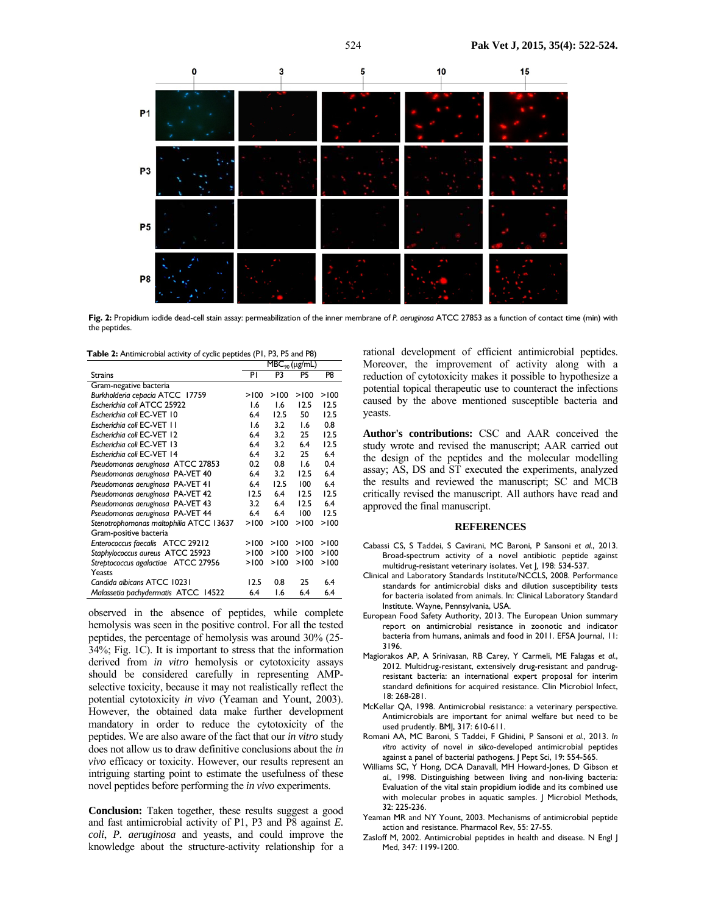0 3 5 10 15

P1

P3

P5

P8

**Fig. 2:** Propidium iodide dead-cell stain assay: permeabilization of the inner membrane of *P. aeruginosa* ATCC 27853 as a function of contact time (min) with the peptides.

**Table 2:** Antimicrobial activity of cyclic peptides (P1, P3, P5 and P8)

| | $MBC_{90}$ (μg/mL) | | | |
|---|---|---|---|---|
| Strains | P1 | P3 | P5 | P8 |
| Gram-negative bacteria | | | | |
| *Burkholderia cepacia* ATCC 17759 | >100 | >100 | >100 | >100 |
| *Escherichia coli* ATCC 25922 | 1.6 | 1.6 | 12.5 | 12.5 |
| *Escherichia coli* EC-VET 10 | 6.4 | 12.5 | 50 | 12.5 |
| *Escherichia coli* EC-VET 11 | 1.6 | 3.2 | 1.6 | 0.8 |
| *Escherichia coli* EC-VET 12 | 6.4 | 3.2 | 25 | 12.5 |
| *Escherichia coli* EC-VET 13 | 6.4 | 3.2 | 6.4 | 12.5 |
| *Escherichia coli* EC-VET 14 | 6.4 | 3.2 | 25 | 6.4 |
| *Pseudomonas aeruginosa* ATCC 27853 | 0.2 | 0.8 | 1.6 | 0.4 |
| *Pseudomonas aeruginosa* PA-VET 40 | 6.4 | 3.2 | 12.5 | 6.4 |
| *Pseudomonas aeruginosa* PA-VET 41 | 6.4 | 12.5 | 100 | 6.4 |
| *Pseudomonas aeruginosa* PA-VET 42 | 12.5 | 6.4 | 12.5 | 12.5 |
| *Pseudomonas aeruginosa* PA-VET 43 | 3.2 | 6.4 | 12.5 | 6.4 |
| *Pseudomonas aeruginosa* PA-VET 44 | 6.4 | 6.4 | 100 | 12.5 |
| *Stenotrophomonas maltophilia* ATCC 13637 | >100 | >100 | >100 | >100 |
| Gram-positive bacteria | | | | |
| *Enterococcus faecalis* ATCC 29212 | >100 | >100 | >100 | >100 |
| *Staphylococcus aureus* ATCC 25923 | >100 | >100 | >100 | >100 |
| *Streptococcus agalactiae* ATCC 27956 | >100 | >100 | >100 | >100 |
| Yeasts | | | | |
| *Candida albicans* ATCC 10231 | 12.5 | 0.8 | 25 | 6.4 |
| *Malassetia pachydermatis* ATCC 14522 | 6.4 | 1.6 | 6.4 | 6.4 |

observed in the absence of peptides, while complete hemolysis was seen in the positive control. For all the tested peptides, the percentage of hemolysis was around 30% (25-34%; Fig. 1C). It is important to stress that the information derived from *in vitro* hemolysis or cytotoxicity assays should be considered carefully in representing AMP-selective toxicity, because it may not realistically reflect the potential cytotoxicity *in vivo* (Yeaman and Yount, 2003). However, the obtained data make further development mandatory in order to reduce the cytotoxicity of the peptides. We are also aware of the fact that our *in vitro* study does not allow us to draw definitive conclusions about the *in vivo* efficacy or toxicity. However, our results represent an intriguing starting point to estimate the usefulness of these novel peptides before performing the *in vivo* experiments.

**Conclusion:** Taken together, these results suggest a good and fast antimicrobial activity of P1, P3 and P8 against *E. coli*, *P. aeruginosa* and yeasts, and could improve the knowledge about the structure-activity relationship for a rational development of efficient antimicrobial peptides. Moreover, the improvement of activity along with a reduction of cytotoxicity makes it possible to hypothesize a potential topical therapeutic use to counteract the infections caused by the above mentioned susceptible bacteria and yeasts.

**Author's contributions:** CSC and AAR conceived the study wrote and revised the manuscript; AAR carried out the design of the peptides and the molecular modelling assay; AS, DS and ST executed the experiments, analyzed the results and reviewed the manuscript; SC and MCB critically revised the manuscript. All authors have read and approved the final manuscript.

## REFERENCES

Cabassi CS, S Taddei, S Cavirani, MC Baroni, P Sansoni *et al.*, 2013. Broad-spectrum activity of a novel antibiotic peptide against multidrug-resistant veterinary isolates. Vet J, 198: 534-537.

Clinical and Laboratory Standards Institute/NCCLS, 2008. Performance standards for antimicrobial disks and dilution susceptibility tests for bacteria isolated from animals. In: Clinical Laboratory Standard Institute. Wayne, Pennsylvania, USA.

European Food Safety Authority, 2013. The European Union summary report on antimicrobial resistance in zoonotic and indicator bacteria from humans, animals and food in 2011. EFSA Journal, 11: 3196.

Magiorakos AP, A Srinivasan, RB Carey, Y Carmeli, ME Falagas *et al.*, 2012. Multidrug-resistant, extensively drug-resistant and pandrug-resistant bacteria: an international expert proposal for interim standard definitions for acquired resistance. Clin Microbiol Infect, 18: 268-281.

McKellar QA, 1998. Antimicrobial resistance: a veterinary perspective. Antimicrobials are important for animal welfare but need to be used prudently. BMJ, 317: 610-611.

Romani AA, MC Baroni, S Taddei, F Ghidini, P Sansoni *et al.*, 2013. *In vitro* activity of novel *in silico*-developed antimicrobial peptides against a panel of bacterial pathogens. J Pept Sci, 19: 554-565.

Williams SC, Y Hong, DCA Danavall, MH Howard-Jones, D Gibson *et al.*, 1998. Distinguishing between living and non-living bacteria: Evaluation of the vital stain propidium iodide and its combined use with molecular probes in aquatic samples. J Microbiol Methods, 32: 225-236.

Yeaman MR and NY Yount, 2003. Mechanisms of antimicrobial peptide action and resistance. Pharmacol Rev, 55: 27-55.

Zasloff M, 2002. Antimicrobial peptides in health and disease. N Engl J Med, 347: 1199-1200.